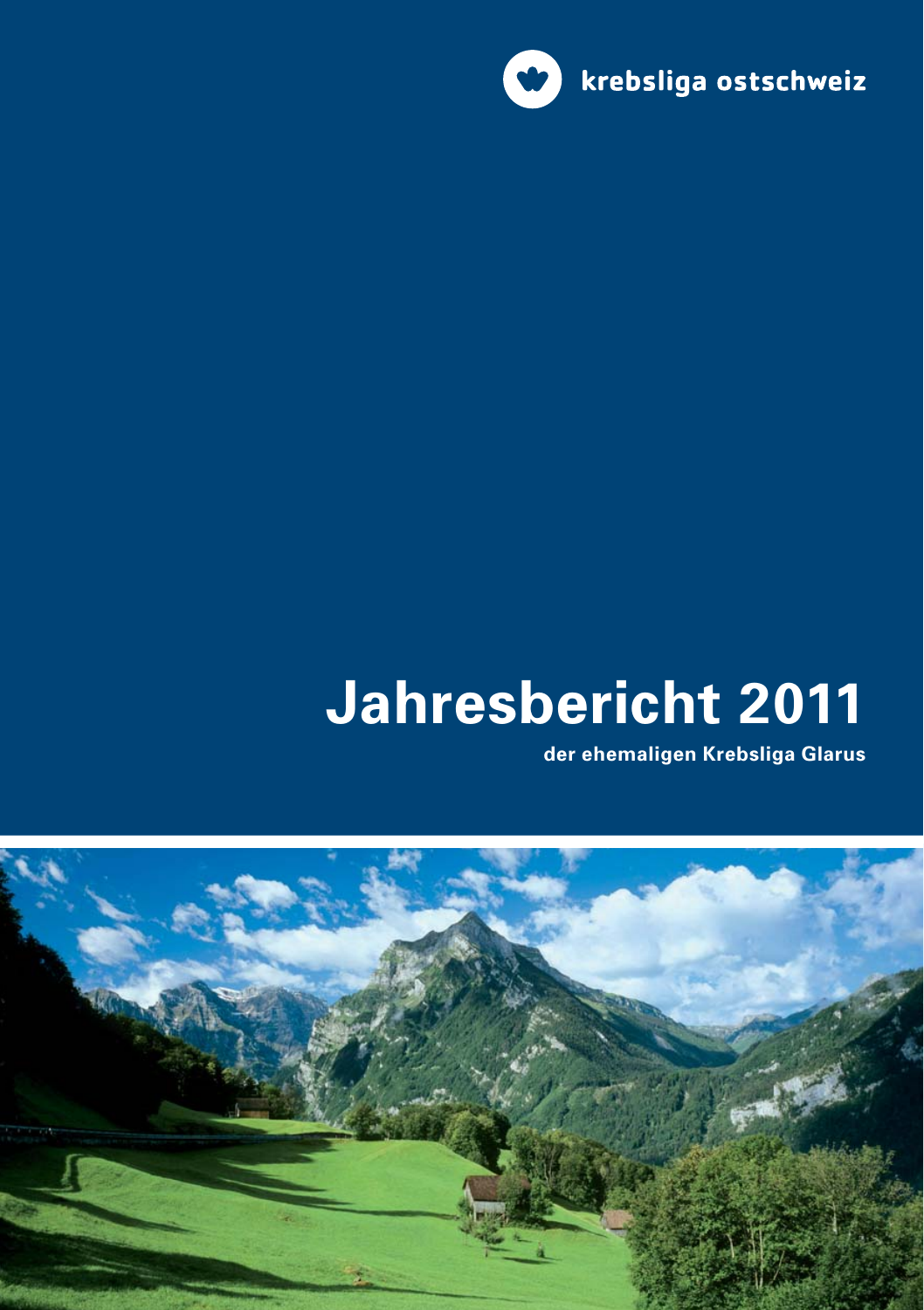krebsliga ostschweiz

# Jahresbericht 2011

**der ehemaligen Krebsliga Glarus**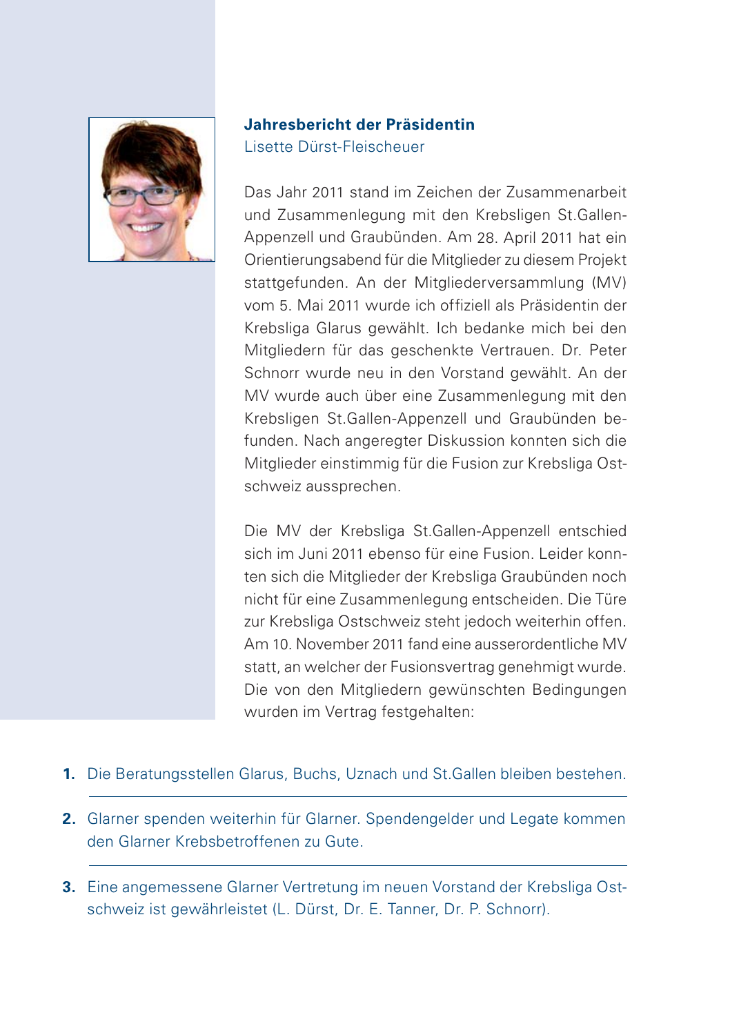## Jahresbericht der Präsidentin

Lisette Dürst-Fleischeuer

Das Jahr 2011 stand im Zeichen der Zusammenarbeit und Zusammenlegung mit den Krebsligen St.Gallen-Appenzell und Graubünden. Am 28. April 2011 hat ein Orientierungsabend für die Mitglieder zu diesem Projekt stattgefunden. An der Mitgliederversammlung (MV) vom 5. Mai 2011 wurde ich offiziell als Präsidentin der Krebsliga Glarus gewählt. Ich bedanke mich bei den Mitgliedern für das geschenkte Vertrauen. Dr. Peter Schnorr wurde neu in den Vorstand gewählt. An der MV wurde auch über eine Zusammenlegung mit den Krebsligen St.Gallen-Appenzell und Graubünden befunden. Nach angeregter Diskussion konnten sich die Mitglieder einstimmig für die Fusion zur Krebsliga Ostschweiz aussprechen.

Die MV der Krebsliga St.Gallen-Appenzell entschied sich im Juni 2011 ebenso für eine Fusion. Leider konnten sich die Mitglieder der Krebsliga Graubünden noch nicht für eine Zusammenlegung entscheiden. Die Türe zur Krebsliga Ostschweiz steht jedoch weiterhin offen. Am 10. November 2011 fand eine ausserordentliche MV statt, an welcher der Fusionsvertrag genehmigt wurde. Die von den Mitgliedern gewünschten Bedingungen wurden im Vertrag festgehalten:

1. Die Beratungsstellen Glarus, Buchs, Uznach und St.Gallen bleiben bestehen.
2. Glarner spenden weiterhin für Glarner. Spendengelder und Legate kommen den Glarner Krebsbetroffenen zu Gute.
3. Eine angemessene Glarner Vertretung im neuen Vorstand der Krebsliga Ostschweiz ist gewährleistet (L. Dürst, Dr. E. Tanner, Dr. P. Schnorr).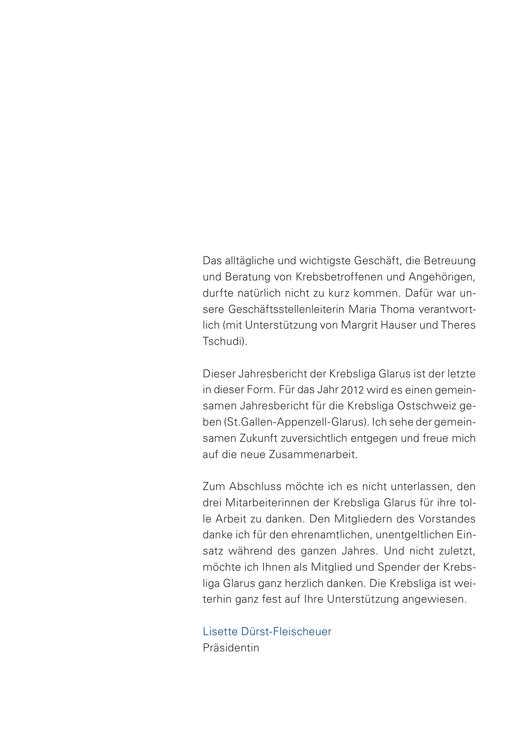Das alltägliche und wichtigste Geschäft, die Betreuung und Beratung von Krebsbetroffenen und Angehörigen, durfte natürlich nicht zu kurz kommen. Dafür war unsere Geschäftsstellenleiterin Maria Thoma verantwortlich (mit Unterstützung von Margrit Hauser und Theres Tschudi).

Dieser Jahresbericht der Krebsliga Glarus ist der letzte in dieser Form. Für das Jahr 2012 wird es einen gemeinsamen Jahresbericht für die Krebsliga Ostschweiz geben (St.Gallen-Appenzell-Glarus). Ich sehe der gemeinsamen Zukunft zuversichtlich entgegen und freue mich auf die neue Zusammenarbeit.

Zum Abschluss möchte ich es nicht unterlassen, den drei Mitarbeiterinnen der Krebsliga Glarus für ihre tolle Arbeit zu danken. Den Mitgliedern des Vorstandes danke ich für den ehrenamtlichen, unentgeltlichen Einsatz während des ganzen Jahres. Und nicht zuletzt, möchte ich Ihnen als Mitglied und Spender der Krebsliga Glarus ganz herzlich danken. Die Krebsliga ist weiterhin ganz fest auf Ihre Unterstützung angewiesen.

Lisette Dürst-Fleischeuer
Präsidentin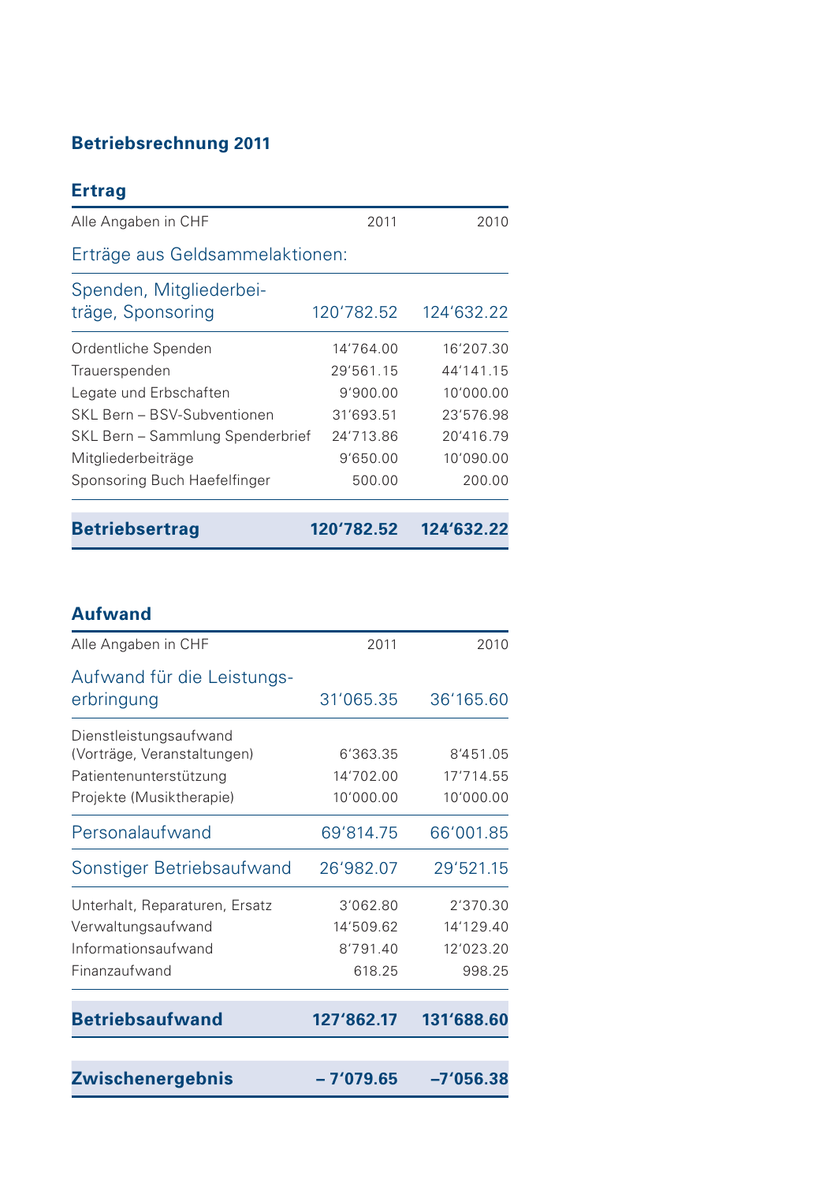## Betriebsrechnung 2011

### Ertrag

| Alle Angaben in CHF | 2011 | 2010 |
|---|---|---|
| Erträge aus Geldsammelaktionen: | | |
| Spenden, Mitgliederbeiträge, Sponsoring | 120'782.52 | 124'632.22 |
| Ordentliche Spenden | 14'764.00 | 16'207.30 |
| Trauerspenden | 29'561.15 | 44'141.15 |
| Legate und Erbschaften | 9'900.00 | 10'000.00 |
| SKL Bern – BSV-Subventionen | 31'693.51 | 23'576.98 |
| SKL Bern – Sammlung Spenderbrief | 24'713.86 | 20'416.79 |
| Mitgliederbeiträge | 9'650.00 | 10'090.00 |
| Sponsoring Buch Haefelfinger | 500.00 | 200.00 |
| **Betriebsertrag** | **120'782.52** | **124'632.22** |

### Aufwand

| Alle Angaben in CHF | 2011 | 2010 |
|---|---|---|
| Aufwand für die Leistungserbringung | 31'065.35 | 36'165.60 |
| Dienstleistungsaufwand (Vorträge, Veranstaltungen) | 6'363.35 | 8'451.05 |
| Patientenunterstützung | 14'702.00 | 17'714.55 |
| Projekte (Musiktherapie) | 10'000.00 | 10'000.00 |
| Personalaufwand | 69'814.75 | 66'001.85 |
| Sonstiger Betriebsaufwand | 26'982.07 | 29'521.15 |
| Unterhalt, Reparaturen, Ersatz | 3'062.80 | 2'370.30 |
| Verwaltungsaufwand | 14'509.62 | 14'129.40 |
| Informationsaufwand | 8'791.40 | 12'023.20 |
| Finanzaufwand | 618.25 | 998.25 |
| **Betriebsaufwand** | **127'862.17** | **131'688.60** |
| **Zwischenergebnis** | **– 7'079.65** | **–7'056.38** |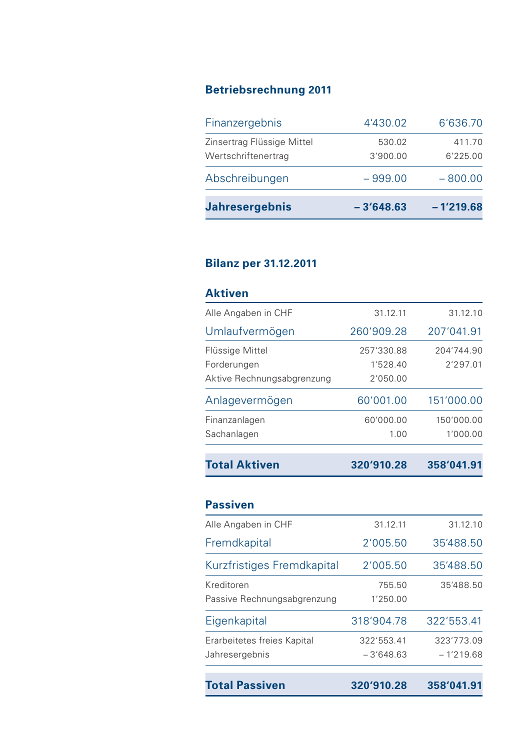## Betriebsrechnung 2011

| | | |
|---|---|---|
| Finanzergebnis | 4'430.02 | 6'636.70 |
| Zinsertrag Flüssige Mittel | 530.02 | 411.70 |
| Wertschriftenertrag | 3'900.00 | 6'225.00 |
| Abschreibungen | – 999.00 | – 800.00 |
| **Jahresergebnis** | **– 3'648.63** | **– 1'219.68** |

## Bilanz per 31.12.2011

### Aktiven

| Alle Angaben in CHF | 31.12.11 | 31.12.10 |
|---|---|---|
| Umlaufvermögen | 260'909.28 | 207'041.91 |
| Flüssige Mittel | 257'330.88 | 204'744.90 |
| Forderungen | 1'528.40 | 2'297.01 |
| Aktive Rechnungsabgrenzung | 2'050.00 | |
| Anlagevermögen | 60'001.00 | 151'000.00 |
| Finanzanlagen | 60'000.00 | 150'000.00 |
| Sachanlagen | 1.00 | 1'000.00 |
| **Total Aktiven** | **320'910.28** | **358'041.91** |

### Passiven

| Alle Angaben in CHF | 31.12.11 | 31.12.10 |
|---|---|---|
| Fremdkapital | 2'005.50 | 35'488.50 |
| Kurzfristiges Fremdkapital | 2'005.50 | 35'488.50 |
| Kreditoren | 755.50 | 35'488.50 |
| Passive Rechnungsabgrenzung | 1'250.00 | |
| Eigenkapital | 318'904.78 | 322'553.41 |
| Erarbeitetes freies Kapital | 322'553.41 | 323'773.09 |
| Jahresergebnis | – 3'648.63 | – 1'219.68 |
| **Total Passiven** | **320'910.28** | **358'041.91** |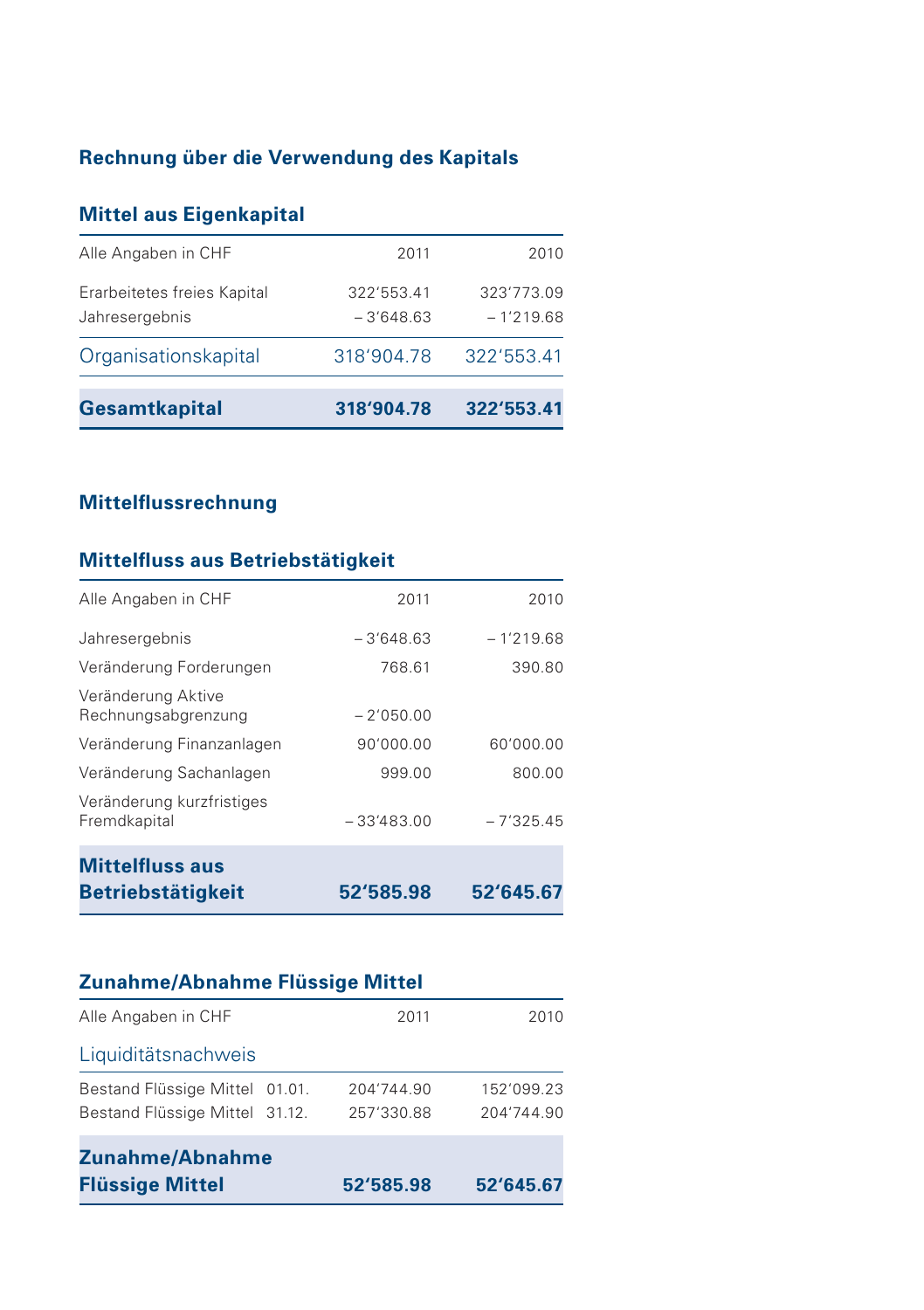## Rechnung über die Verwendung des Kapitals

### Mittel aus Eigenkapital

| Alle Angaben in CHF | 2011 | 2010 |
|---|---|---|
| Erarbeitetes freies Kapital | 322’553.41 | 323’773.09 |
| Jahresergebnis | – 3’648.63 | – 1’219.68 |
| Organisationskapital | 318’904.78 | 322’553.41 |
| **Gesamtkapital** | **318’904.78** | **322’553.41** |

## Mittelflussrechnung

### Mittelfluss aus Betriebstätigkeit

| Alle Angaben in CHF | 2011 | 2010 |
|---|---|---|
| Jahresergebnis | – 3’648.63 | – 1’219.68 |
| Veränderung Forderungen | 768.61 | 390.80 |
| Veränderung Aktive Rechnungsabgrenzung | – 2’050.00 | |
| Veränderung Finanzanlagen | 90’000.00 | 60’000.00 |
| Veränderung Sachanlagen | 999.00 | 800.00 |
| Veränderung kurzfristiges Fremdkapital | – 33’483.00 | – 7’325.45 |
| **Mittelfluss aus Betriebstätigkeit** | **52’585.98** | **52’645.67** |

### Zunahme/Abnahme Flüssige Mittel

| Alle Angaben in CHF | | 2011 | 2010 |
|---|---|---|---|
| Liquiditätsnachweis | | | |
| Bestand Flüssige Mittel | 01.01. | 204’744.90 | 152’099.23 |
| Bestand Flüssige Mittel | 31.12. | 257’330.88 | 204’744.90 |
| **Zunahme/Abnahme Flüssige Mittel** | | **52’585.98** | **52’645.67** |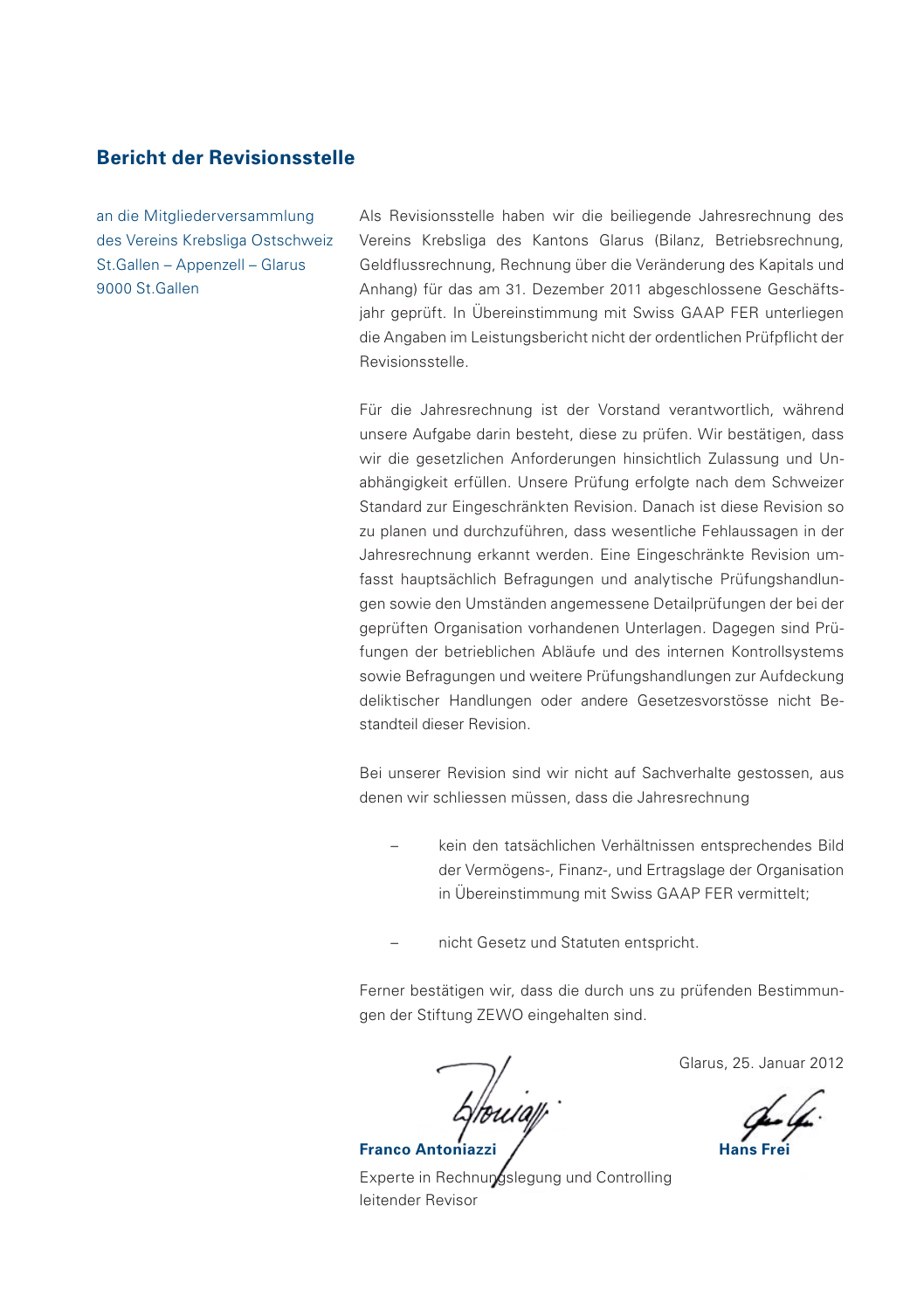## Bericht der Revisionsstelle

an die Mitgliederversammlung
des Vereins Krebsliga Ostschweiz
St.Gallen – Appenzell – Glarus
9000 St.Gallen

Als Revisionsstelle haben wir die beiliegende Jahresrechnung des Vereins Krebsliga des Kantons Glarus (Bilanz, Betriebsrechnung, Geldflussrechnung, Rechnung über die Veränderung des Kapitals und Anhang) für das am 31. Dezember 2011 abgeschlossene Geschäftsjahr geprüft. In Übereinstimmung mit Swiss GAAP FER unterliegen die Angaben im Leistungsbericht nicht der ordentlichen Prüfpflicht der Revisionsstelle.

Für die Jahresrechnung ist der Vorstand verantwortlich, während unsere Aufgabe darin besteht, diese zu prüfen. Wir bestätigen, dass wir die gesetzlichen Anforderungen hinsichtlich Zulassung und Unabhängigkeit erfüllen. Unsere Prüfung erfolgte nach dem Schweizer Standard zur Eingeschränkten Revision. Danach ist diese Revision so zu planen und durchzuführen, dass wesentliche Fehlaussagen in der Jahresrechnung erkannt werden. Eine Eingeschränkte Revision umfasst hauptsächlich Befragungen und analytische Prüfungshandlungen sowie den Umständen angemessene Detailprüfungen der bei der geprüften Organisation vorhandenen Unterlagen. Dagegen sind Prüfungen der betrieblichen Abläufe und des internen Kontrollsystems sowie Befragungen und weitere Prüfungshandlungen zur Aufdeckung deliktischer Handlungen oder andere Gesetzesvorstösse nicht Bestandteil dieser Revision.

Bei unserer Revision sind wir nicht auf Sachverhalte gestossen, aus denen wir schliessen müssen, dass die Jahresrechnung

- kein den tatsächlichen Verhältnissen entsprechendes Bild der Vermögens-, Finanz-, und Ertragslage der Organisation in Übereinstimmung mit Swiss GAAP FER vermittelt;
- nicht Gesetz und Statuten entspricht.

Ferner bestätigen wir, dass die durch uns zu prüfenden Bestimmungen der Stiftung ZEWO eingehalten sind.

Glarus, 25. Januar 2012

**Franco Antoniazzi**
Experte in Rechnungslegung und Controlling
leitender Revisor

**Hans Frei**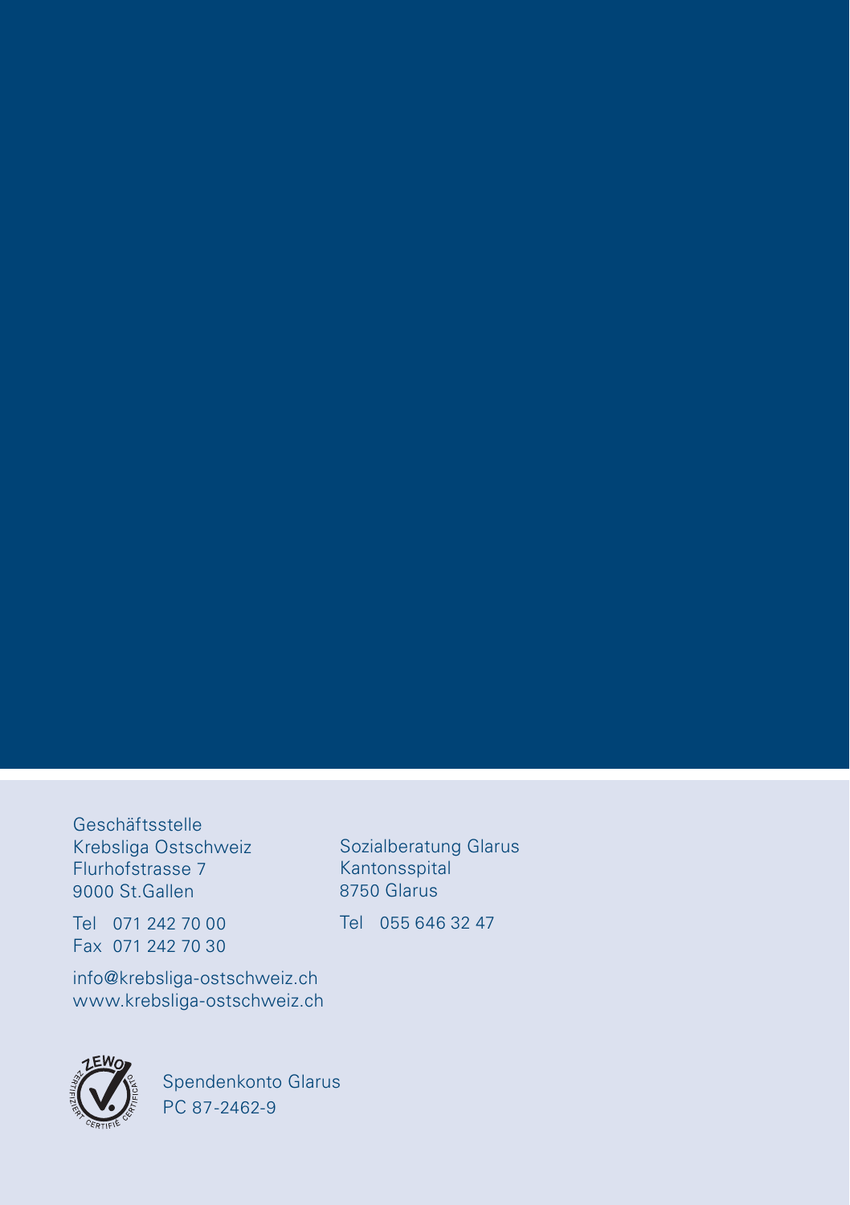Geschäftsstelle
Krebsliga Ostschweiz
Flurhofstrasse 7
9000 St.Gallen

Tel 071 242 70 00
Fax 071 242 70 30

info@krebsliga-ostschweiz.ch
www.krebsliga-ostschweiz.ch

Sozialberatung Glarus
Kantonsspital
8750 Glarus

Tel 055 646 32 47

ZEWO ZERTIFIZIERT CERTIFIÉ CERTIFICATO

Spendenkonto Glarus
PC 87-2462-9